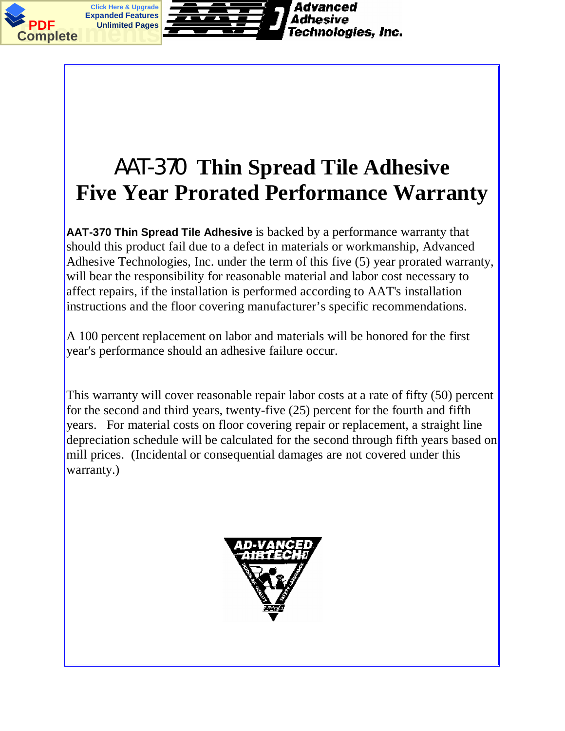Advanced Adhesive Technologies, Inc.

# AAT-370 Thin Spread Tile Adhesive
# Five Year Prorated Performance Warranty

**AAT-370 Thin Spread Tile Adhesive** is backed by a performance warranty that should this product fail due to a defect in materials or workmanship, Advanced Adhesive Technologies, Inc. under the term of this five (5) year prorated warranty, will bear the responsibility for reasonable material and labor cost necessary to affect repairs, if the installation is performed according to AAT's installation instructions and the floor covering manufacturer's specific recommendations.

A 100 percent replacement on labor and materials will be honored for the first year's performance should an adhesive failure occur.

This warranty will cover reasonable repair labor costs at a rate of fifty (50) percent for the second and third years, twenty-five (25) percent for the fourth and fifth years. For material costs on floor covering repair or replacement, a straight line depreciation schedule will be calculated for the second through fifth years based on mill prices. (Incidental or consequential damages are not covered under this warranty.)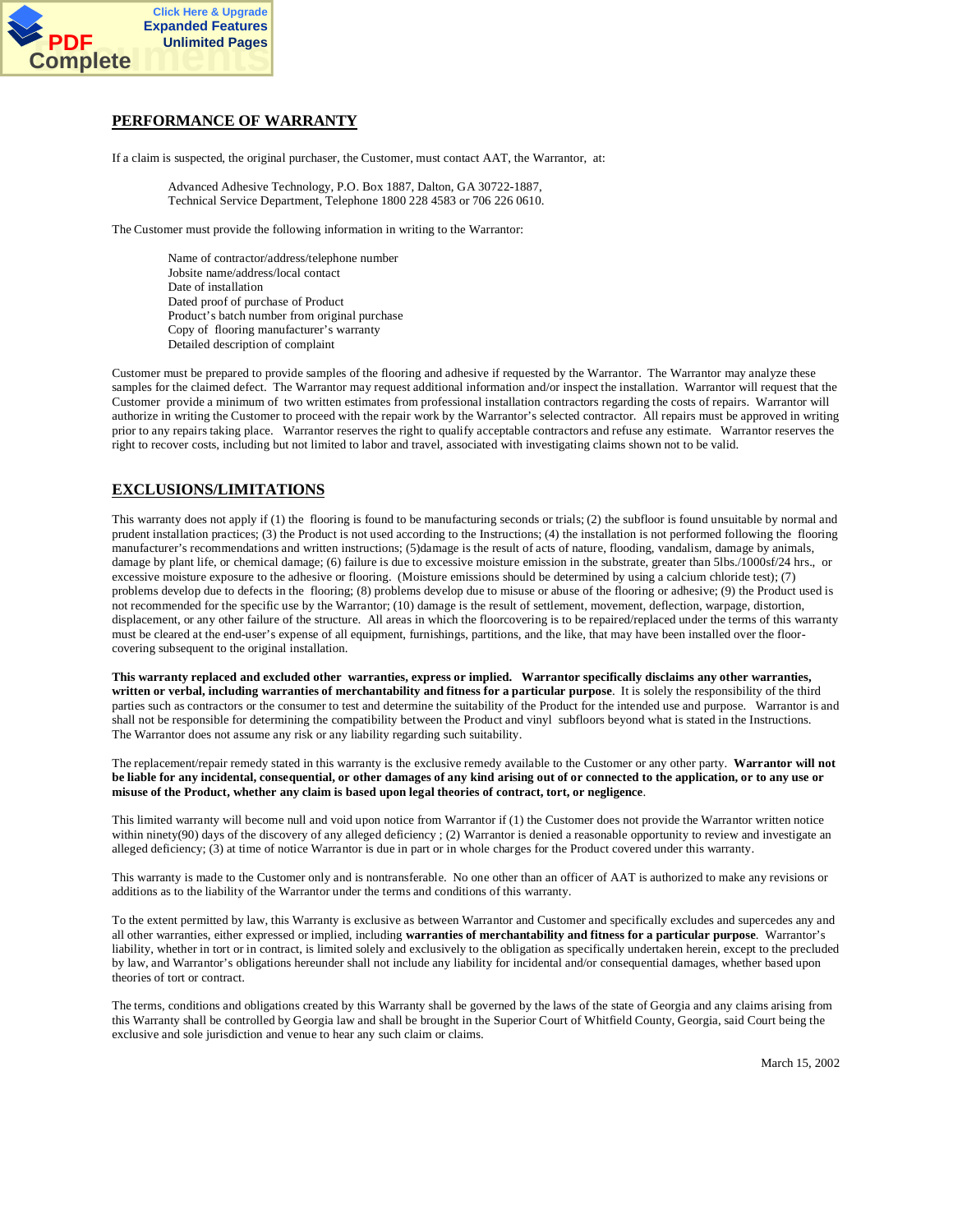## PERFORMANCE OF WARRANTY

If a claim is suspected, the original purchaser, the Customer, must contact AAT, the Warrantor, at:

> Advanced Adhesive Technology, P.O. Box 1887, Dalton, GA 30722-1887,
> Technical Service Department, Telephone 1800 228 4583 or 706 226 0610.

The Customer must provide the following information in writing to the Warrantor:

> Name of contractor/address/telephone number
> Jobsite name/address/local contact
> Date of installation
> Dated proof of purchase of Product
> Product's batch number from original purchase
> Copy of flooring manufacturer's warranty
> Detailed description of complaint

Customer must be prepared to provide samples of the flooring and adhesive if requested by the Warrantor. The Warrantor may analyze these samples for the claimed defect. The Warrantor may request additional information and/or inspect the installation. Warrantor will request that the Customer provide a minimum of two written estimates from professional installation contractors regarding the costs of repairs. Warrantor will authorize in writing the Customer to proceed with the repair work by the Warrantor's selected contractor. All repairs must be approved in writing prior to any repairs taking place. Warrantor reserves the right to qualify acceptable contractors and refuse any estimate. Warrantor reserves the right to recover costs, including but not limited to labor and travel, associated with investigating claims shown not to be valid.

## EXCLUSIONS/LIMITATIONS

This warranty does not apply if (1) the flooring is found to be manufacturing seconds or trials; (2) the subfloor is found unsuitable by normal and prudent installation practices; (3) the Product is not used according to the Instructions; (4) the installation is not performed following the flooring manufacturer's recommendations and written instructions; (5)damage is the result of acts of nature, flooding, vandalism, damage by animals, damage by plant life, or chemical damage; (6) failure is due to excessive moisture emission in the substrate, greater than 5lbs./1000sf/24 hrs., or excessive moisture exposure to the adhesive or flooring. (Moisture emissions should be determined by using a calcium chloride test); (7) problems develop due to defects in the flooring; (8) problems develop due to misuse or abuse of the flooring or adhesive; (9) the Product used is not recommended for the specific use by the Warrantor; (10) damage is the result of settlement, movement, deflection, warpage, distortion, displacement, or any other failure of the structure. All areas in which the floorcovering is to be repaired/replaced under the terms of this warranty must be cleared at the end-user's expense of all equipment, furnishings, partitions, and the like, that may have been installed over the floor-covering subsequent to the original installation.

**This warranty replaced and excluded other warranties, express or implied. Warrantor specifically disclaims any other warranties, written or verbal, including warranties of merchantability and fitness for a particular purpose**. It is solely the responsibility of the third parties such as contractors or the consumer to test and determine the suitability of the Product for the intended use and purpose. Warrantor is and shall not be responsible for determining the compatibility between the Product and vinyl subfloors beyond what is stated in the Instructions. The Warrantor does not assume any risk or any liability regarding such suitability.

The replacement/repair remedy stated in this warranty is the exclusive remedy available to the Customer or any other party. **Warrantor will not be liable for any incidental, consequential, or other damages of any kind arising out of or connected to the application, or to any use or misuse of the Product, whether any claim is based upon legal theories of contract, tort, or negligence**.

This limited warranty will become null and void upon notice from Warrantor if (1) the Customer does not provide the Warrantor written notice within ninety(90) days of the discovery of any alleged deficiency ; (2) Warrantor is denied a reasonable opportunity to review and investigate an alleged deficiency; (3) at time of notice Warrantor is due in part or in whole charges for the Product covered under this warranty.

This warranty is made to the Customer only and is nontransferable. No one other than an officer of AAT is authorized to make any revisions or additions as to the liability of the Warrantor under the terms and conditions of this warranty.

To the extent permitted by law, this Warranty is exclusive as between Warrantor and Customer and specifically excludes and supercedes any and all other warranties, either expressed or implied, including **warranties of merchantability and fitness for a particular purpose**. Warrantor's liability, whether in tort or in contract, is limited solely and exclusively to the obligation as specifically undertaken herein, except to the precluded by law, and Warrantor's obligations hereunder shall not include any liability for incidental and/or consequential damages, whether based upon theories of tort or contract.

The terms, conditions and obligations created by this Warranty shall be governed by the laws of the state of Georgia and any claims arising from this Warranty shall be controlled by Georgia law and shall be brought in the Superior Court of Whitfield County, Georgia, said Court being the exclusive and sole jurisdiction and venue to hear any such claim or claims.

March 15, 2002